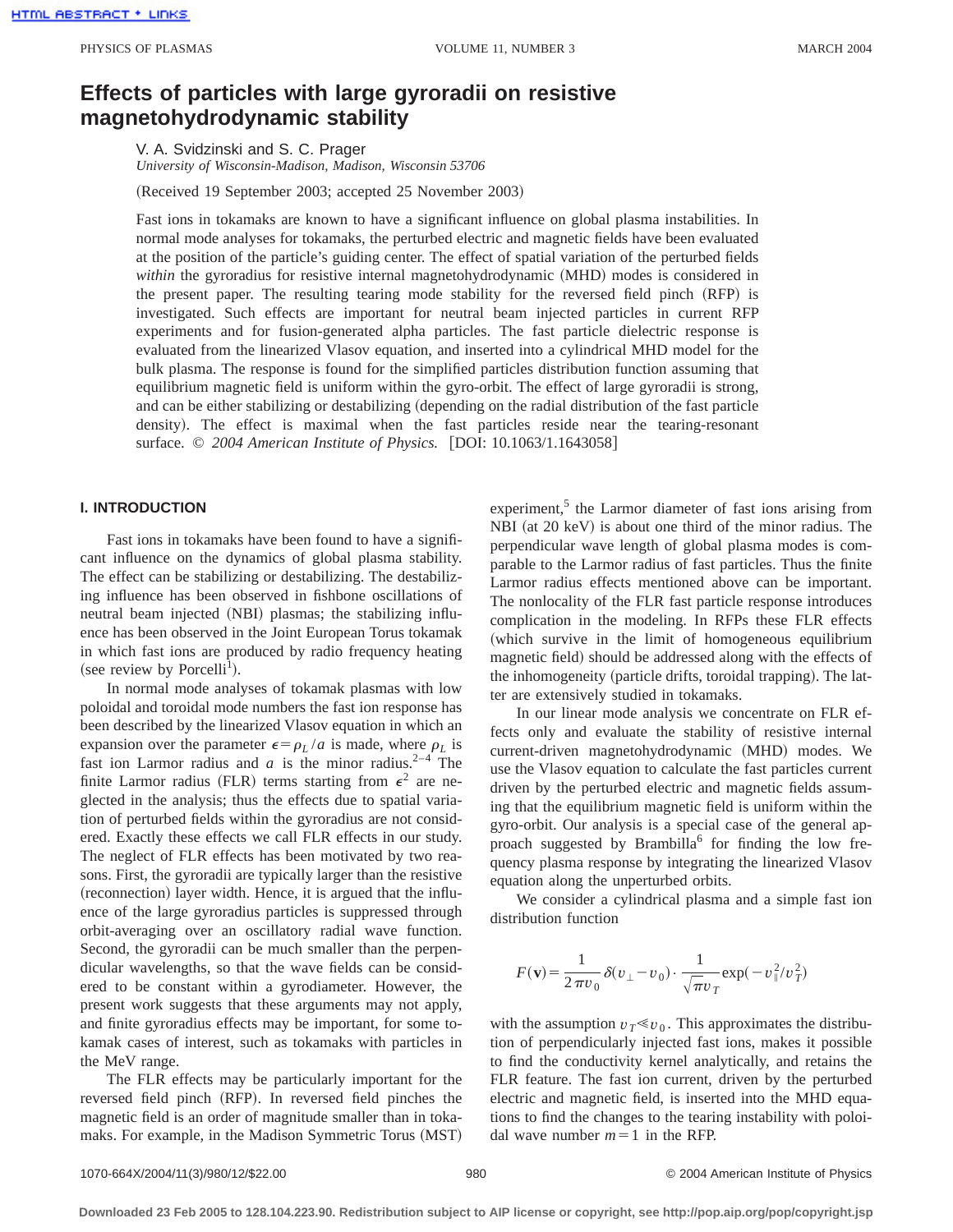# Effects of particles with large gyroradii on resistive magnetohydrodynamic stability

V. A. Svidzinski and S. C. Prager

*University of Wisconsin-Madison, Madison, Wisconsin 53706*

(Received 19 September 2003; accepted 25 November 2003)

Fast ions in tokamaks are known to have a significant influence on global plasma instabilities. In normal mode analyses for tokamaks, the perturbed electric and magnetic fields have been evaluated at the position of the particle's guiding center. The effect of spatial variation of the perturbed fields *within* the gyroradius for resistive internal magnetohydrodynamic (MHD) modes is considered in the present paper. The resulting tearing mode stability for the reversed field pinch (RFP) is investigated. Such effects are important for neutral beam injected particles in current RFP experiments and for fusion-generated alpha particles. The fast particle dielectric response is evaluated from the linearized Vlasov equation, and inserted into a cylindrical MHD model for the bulk plasma. The response is found for the simplified particles distribution function assuming that equilibrium magnetic field is uniform within the gyro-orbit. The effect of large gyroradii is strong, and can be either stabilizing or destabilizing (depending on the radial distribution of the fast particle density). The effect is maximal when the fast particles reside near the tearing-resonant surface. © *2004 American Institute of Physics.* [DOI: 10.1063/1.1643058]

## I. INTRODUCTION

Fast ions in tokamaks have been found to have a significant influence on the dynamics of global plasma stability. The effect can be stabilizing or destabilizing. The destabilizing influence has been observed in fishbone oscillations of neutral beam injected (NBI) plasmas; the stabilizing influence has been observed in the Joint European Torus tokamak in which fast ions are produced by radio frequency heating (see review by Porcelli[1]).

In normal mode analyses of tokamak plasmas with low poloidal and toroidal mode numbers the fast ion response has been described by the linearized Vlasov equation in which an expansion over the parameter $\epsilon=\rho_L/a$ is made, where $\rho_L$ is fast ion Larmor radius and $a$ is the minor radius.[2–4] The finite Larmor radius (FLR) terms starting from $\epsilon^2$ are neglected in the analysis; thus the effects due to spatial variation of perturbed fields within the gyroradius are not considered. Exactly these effects we call FLR effects in our study. The neglect of FLR effects has been motivated by two reasons. First, the gyroradii are typically larger than the resistive (reconnection) layer width. Hence, it is argued that the influence of the large gyroradius particles is suppressed through orbit-averaging over an oscillatory radial wave function. Second, the gyroradii can be much smaller than the perpendicular wavelengths, so that the wave fields can be considered to be constant within a gyrodiameter. However, the present work suggests that these arguments may not apply, and finite gyroradius effects may be important, for some tokamak cases of interest, such as tokamaks with particles in the MeV range.

The FLR effects may be particularly important for the reversed field pinch (RFP). In reversed field pinches the magnetic field is an order of magnitude smaller than in tokamaks. For example, in the Madison Symmetric Torus (MST) experiment,[5] the Larmor diameter of fast ions arising from NBI (at 20 keV) is about one third of the minor radius. The perpendicular wave length of global plasma modes is comparable to the Larmor radius of fast particles. Thus the finite Larmor radius effects mentioned above can be important. The nonlocality of the FLR fast particle response introduces complication in the modeling. In RFPs these FLR effects (which survive in the limit of homogeneous equilibrium magnetic field) should be addressed along with the effects of the inhomogeneity (particle drifts, toroidal trapping). The latter are extensively studied in tokamaks.

In our linear mode analysis we concentrate on FLR effects only and evaluate the stability of resistive internal current-driven magnetohydrodynamic (MHD) modes. We use the Vlasov equation to calculate the fast particles current driven by the perturbed electric and magnetic fields assuming that the equilibrium magnetic field is uniform within the gyro-orbit. Our analysis is a special case of the general approach suggested by Brambilla[6] for finding the low frequency plasma response by integrating the linearized Vlasov equation along the unperturbed orbits.

We consider a cylindrical plasma and a simple fast ion distribution function

$$F(\mathbf{v})=\frac{1}{2\pi v_0}\delta(v_\perp-v_0)\cdot\frac{1}{\sqrt{\pi}v_T}\exp(-v_\parallel^2/v_T^2)$$

with the assumption $v_T\ll v_0$. This approximates the distribution of perpendicularly injected fast ions, makes it possible to find the conductivity kernel analytically, and retains the FLR feature. The fast ion current, driven by the perturbed electric and magnetic field, is inserted into the MHD equations to find the changes to the tearing instability with poloidal wave number $m=1$ in the RFP.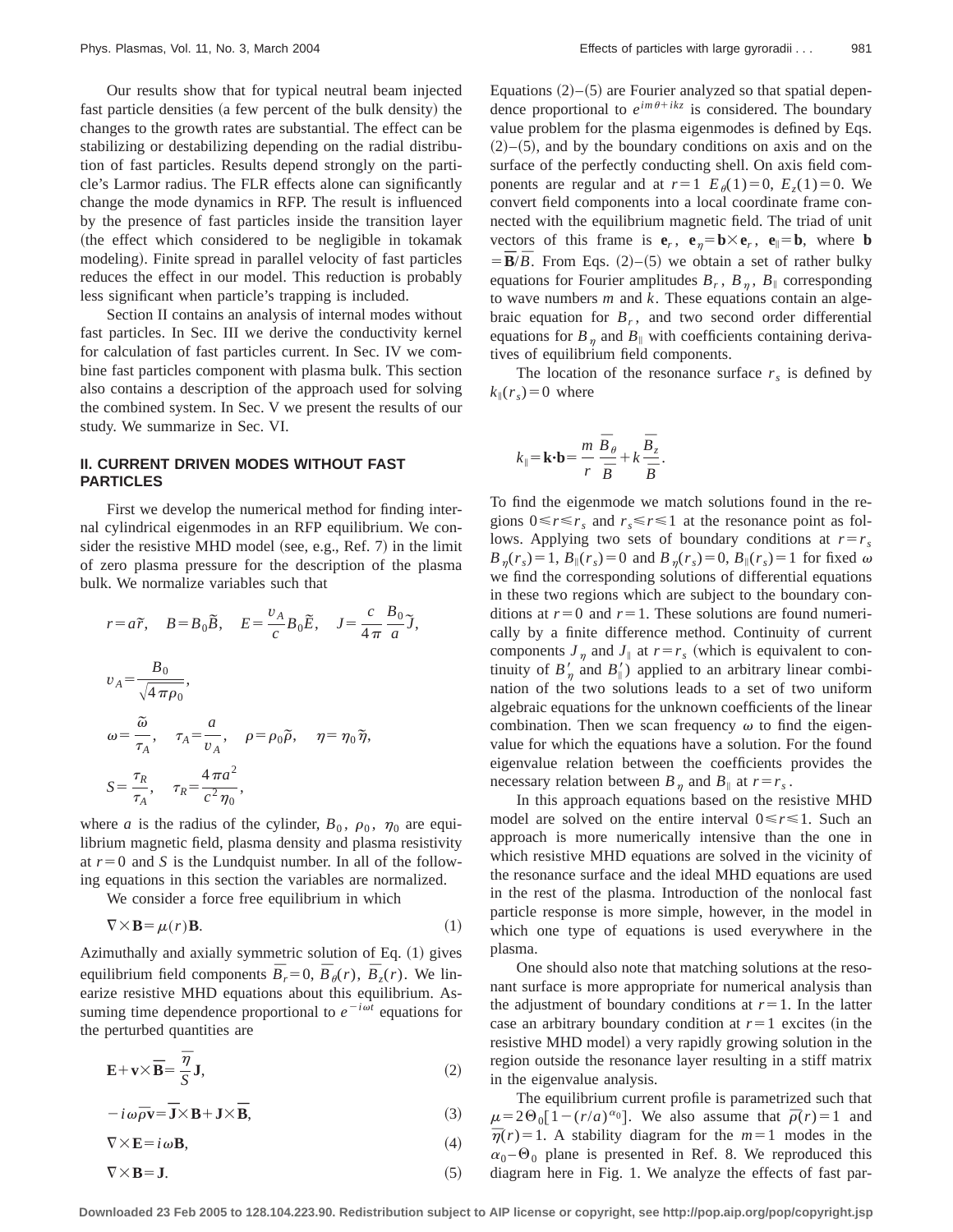Our results show that for typical neutral beam injected fast particle densities (a few percent of the bulk density) the changes to the growth rates are substantial. The effect can be stabilizing or destabilizing depending on the radial distribution of fast particles. Results depend strongly on the particle's Larmor radius. The FLR effects alone can significantly change the mode dynamics in RFP. The result is influenced by the presence of fast particles inside the transition layer (the effect which considered to be negligible in tokamak modeling). Finite spread in parallel velocity of fast particles reduces the effect in our model. This reduction is probably less significant when particle's trapping is included.

Section II contains an analysis of internal modes without fast particles. In Sec. III we derive the conductivity kernel for calculation of fast particles current. In Sec. IV we combine fast particles component with plasma bulk. This section also contains a description of the approach used for solving the combined system. In Sec. V we present the results of our study. We summarize in Sec. VI.

## II. CURRENT DRIVEN MODES WITHOUT FAST PARTICLES

First we develop the numerical method for finding internal cylindrical eigenmodes in an RFP equilibrium. We consider the resistive MHD model (see, e.g., Ref. 7) in the limit of zero plasma pressure for the description of the plasma bulk. We normalize variables such that

$$r = a\tilde{r}, \quad B = B_0\tilde{B}, \quad E = \frac{v_A}{c}B_0\tilde{E}, \quad J = \frac{c}{4\pi}\frac{B_0}{a}\tilde{J},$$

$$v_A = \frac{B_0}{\sqrt{4\pi\rho_0}},$$

$$\omega = \frac{\tilde{\omega}}{\tau_A}, \quad \tau_A = \frac{a}{v_A}, \quad \rho = \rho_0\tilde{\rho}, \quad \eta = \eta_0\tilde{\eta},$$

$$S = \frac{\tau_R}{\tau_A}, \quad \tau_R = \frac{4\pi a^2}{c^2\eta_0},$$

where $a$ is the radius of the cylinder, $B_0$, $\rho_0$, $\eta_0$ are equilibrium magnetic field, plasma density and plasma resistivity at $r=0$ and $S$ is the Lundquist number. In all of the following equations in this section the variables are normalized.

We consider a force free equilibrium in which

$$\nabla\times\mathbf{B} = \mu(r)\mathbf{B}. \tag{1}$$

Azimuthally and axially symmetric solution of Eq. (1) gives equilibrium field components $\overline{B}_r = 0$, $\overline{B}_\theta(r)$, $\overline{B}_z(r)$. We linearize resistive MHD equations about this equilibrium. Assuming time dependence proportional to $e^{-i\omega t}$ equations for the perturbed quantities are

$$\mathbf{E} + \mathbf{v}\times\overline{\mathbf{B}} = \frac{\overline{\eta}}{S}\mathbf{J}, \tag{2}$$

$$-i\omega\overline{\rho}\mathbf{v} = \overline{\mathbf{J}}\times\mathbf{B} + \mathbf{J}\times\overline{\mathbf{B}}, \tag{3}$$

$$\nabla\times\mathbf{E} = i\omega\mathbf{B}, \tag{4}$$

$$\nabla\times\mathbf{B} = \mathbf{J}. \tag{5}$$

Equations (2)–(5) are Fourier analyzed so that spatial dependence proportional to $e^{im\theta+ikz}$ is considered. The boundary value problem for the plasma eigenmodes is defined by Eqs. (2)–(5), and by the boundary conditions on axis and on the surface of the perfectly conducting shell. On axis field components are regular and at $r=1$ $E_\theta(1)=0$, $E_z(1)=0$. We convert field components into a local coordinate frame connected with the equilibrium magnetic field. The triad of unit vectors of this frame is $\mathbf{e}_r$, $\mathbf{e}_\eta = \mathbf{b}\times\mathbf{e}_r$, $\mathbf{e}_\parallel = \mathbf{b}$, where $\mathbf{b} = \overline{\mathbf{B}}/\overline{B}$. From Eqs. (2)–(5) we obtain a set of rather bulky equations for Fourier amplitudes $B_r$, $B_\eta$, $B_\parallel$ corresponding to wave numbers $m$ and $k$. These equations contain an algebraic equation for $B_r$, and two second order differential equations for $B_\eta$ and $B_\parallel$ with coefficients containing derivatives of equilibrium field components.

The location of the resonance surface $r_s$ is defined by $k_\parallel(r_s)=0$ where

$$k_\parallel = \mathbf{k}\cdot\mathbf{b} = \frac{m}{r}\frac{\overline{B}_\theta}{\overline{B}} + k\frac{\overline{B}_z}{\overline{B}}.$$

To find the eigenmode we match solutions found in the regions $0\leqslant r\leqslant r_s$ and $r_s\leqslant r\leqslant 1$ at the resonance point as follows. Applying two sets of boundary conditions at $r=r_s$ $B_\eta(r_s)=1$, $B_\parallel(r_s)=0$ and $B_\eta(r_s)=0$, $B_\parallel(r_s)=1$ for fixed $\omega$ we find the corresponding solutions of differential equations in these two regions which are subject to the boundary conditions at $r=0$ and $r=1$. These solutions are found numerically by a finite difference method. Continuity of current components $J_\eta$ and $J_\parallel$ at $r=r_s$ (which is equivalent to continuity of $B'_\eta$ and $B'_\parallel$) applied to an arbitrary linear combination of the two solutions leads to a set of two uniform algebraic equations for the unknown coefficients of the linear combination. Then we scan frequency $\omega$ to find the eigenvalue for which the equations have a solution. For the found eigenvalue relation between the coefficients provides the necessary relation between $B_\eta$ and $B_\parallel$ at $r=r_s$.

In this approach equations based on the resistive MHD model are solved on the entire interval $0\leqslant r\leqslant 1$. Such an approach is more numerically intensive than the one in which resistive MHD equations are solved in the vicinity of the resonance surface and the ideal MHD equations are used in the rest of the plasma. Introduction of the nonlocal fast particle response is more simple, however, in the model in which one type of equations is used everywhere in the plasma.

One should also note that matching solutions at the resonant surface is more appropriate for numerical analysis than the adjustment of boundary conditions at $r=1$. In the latter case an arbitrary boundary condition at $r=1$ excites (in the resistive MHD model) a very rapidly growing solution in the region outside the resonance layer resulting in a stiff matrix in the eigenvalue analysis.

The equilibrium current profile is parametrized such that $\mu = 2\Theta_0[1-(r/a)^{\alpha_0}]$. We also assume that $\overline{\rho}(r)=1$ and $\overline{\eta}(r)=1$. A stability diagram for the $m=1$ modes in the $\alpha_0-\Theta_0$ plane is presented in Ref. 8. We reproduced this diagram here in Fig. 1. We analyze the effects of fast par-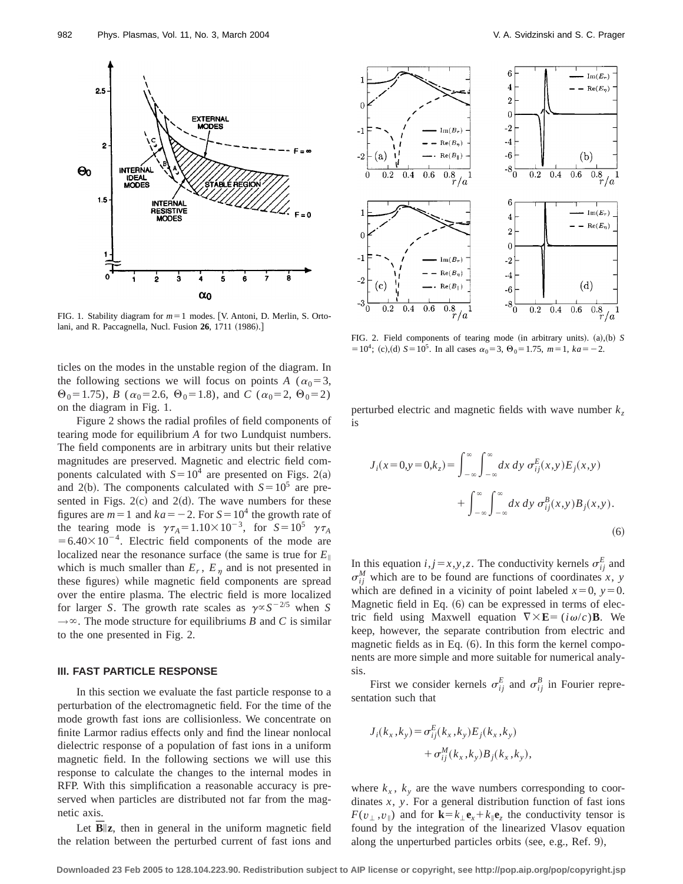FIG. 1. Stability diagram for $m=1$ modes. [V. Antoni, D. Merlin, S. Ortolani, and R. Paccagnella, Nucl. Fusion **26**, 1711 (1986).]

FIG. 2. Field components of tearing mode (in arbitrary units). (a),(b) $S=10^4$; (c),(d) $S=10^5$. In all cases $\alpha_0=3$, $\Theta_0=1.75$, $m=1$, $ka=-2$.

ticles on the modes in the unstable region of the diagram. In the following sections we will focus on points $A$ ($\alpha_0=3$, $\Theta_0=1.75$), $B$ ($\alpha_0=2.6$, $\Theta_0=1.8$), and $C$ ($\alpha_0=2$, $\Theta_0=2$) on the diagram in Fig. 1.

Figure 2 shows the radial profiles of field components of tearing mode for equilibrium $A$ for two Lundquist numbers. The field components are in arbitrary units but their relative magnitudes are preserved. Magnetic and electric field components calculated with $S=10^4$ are presented on Figs. 2(a) and 2(b). The components calculated with $S=10^5$ are presented in Figs. 2(c) and 2(d). The wave numbers for these figures are $m=1$ and $ka=-2$. For $S=10^4$ the growth rate of the tearing mode is $\gamma\tau_A=1.10\times10^{-3}$, for $S=10^5$ $\gamma\tau_A=6.40\times10^{-4}$. Electric field components of the mode are localized near the resonance surface (the same is true for $E_\parallel$ which is much smaller than $E_r$, $E_\eta$ and is not presented in these figures) while magnetic field components are spread over the entire plasma. The electric field is more localized for larger $S$. The growth rate scales as $\gamma\propto S^{-2/5}$ when $S\to\infty$. The mode structure for equilibriums $B$ and $C$ is similar to the one presented in Fig. 2.

### III. FAST PARTICLE RESPONSE

In this section we evaluate the fast particle response to a perturbation of the electromagnetic field. For the time of the mode growth fast ions are collisionless. We concentrate on finite Larmor radius effects only and find the linear nonlocal dielectric response of a population of fast ions in a uniform magnetic field. In the following sections we will use this response to calculate the changes to the internal modes in RFP. With this simplification a reasonable accuracy is preserved when particles are distributed not far from the magnetic axis.

Let $\overline{\mathbf{B}}\|\mathbf{z}$, then in general in the uniform magnetic field the relation between the perturbed current of fast ions and perturbed electric and magnetic fields with wave number $k_z$ is

$$J_i(x=0,y=0,k_z)=\int_{-\infty}^{\infty}\int_{-\infty}^{\infty}dx\,dy\,\sigma_{ij}^E(x,y)E_j(x,y)+\int_{-\infty}^{\infty}\int_{-\infty}^{\infty}dx\,dy\,\sigma_{ij}^B(x,y)B_j(x,y). \tag{6}$$

In this equation $i,j=x,y,z$. The conductivity kernels $\sigma_{ij}^E$ and $\sigma_{ij}^M$ which are to be found are functions of coordinates $x$, $y$ which are defined in a vicinity of point labeled $x=0$, $y=0$. Magnetic field in Eq. (6) can be expressed in terms of electric field using Maxwell equation $\nabla\times\mathbf{E}=(i\omega/c)\mathbf{B}$. We keep, however, the separate contribution from electric and magnetic fields as in Eq. (6). In this form the kernel components are more simple and more suitable for numerical analysis.

First we consider kernels $\sigma_{ij}^E$ and $\sigma_{ij}^B$ in Fourier representation such that

$$J_i(k_x,k_y)=\sigma_{ij}^E(k_x,k_y)E_j(k_x,k_y)+\sigma_{ij}^M(k_x,k_y)B_j(k_x,k_y),$$

where $k_x$, $k_y$ are the wave numbers corresponding to coordinates $x$, $y$. For a general distribution function of fast ions $F(v_\perp,v_\parallel)$ and for $\mathbf{k}=k_\perp\mathbf{e}_x+k_\parallel\mathbf{e}_z$ the conductivity tensor is found by the integration of the linearized Vlasov equation along the unperturbed particles orbits (see, e.g., Ref. 9),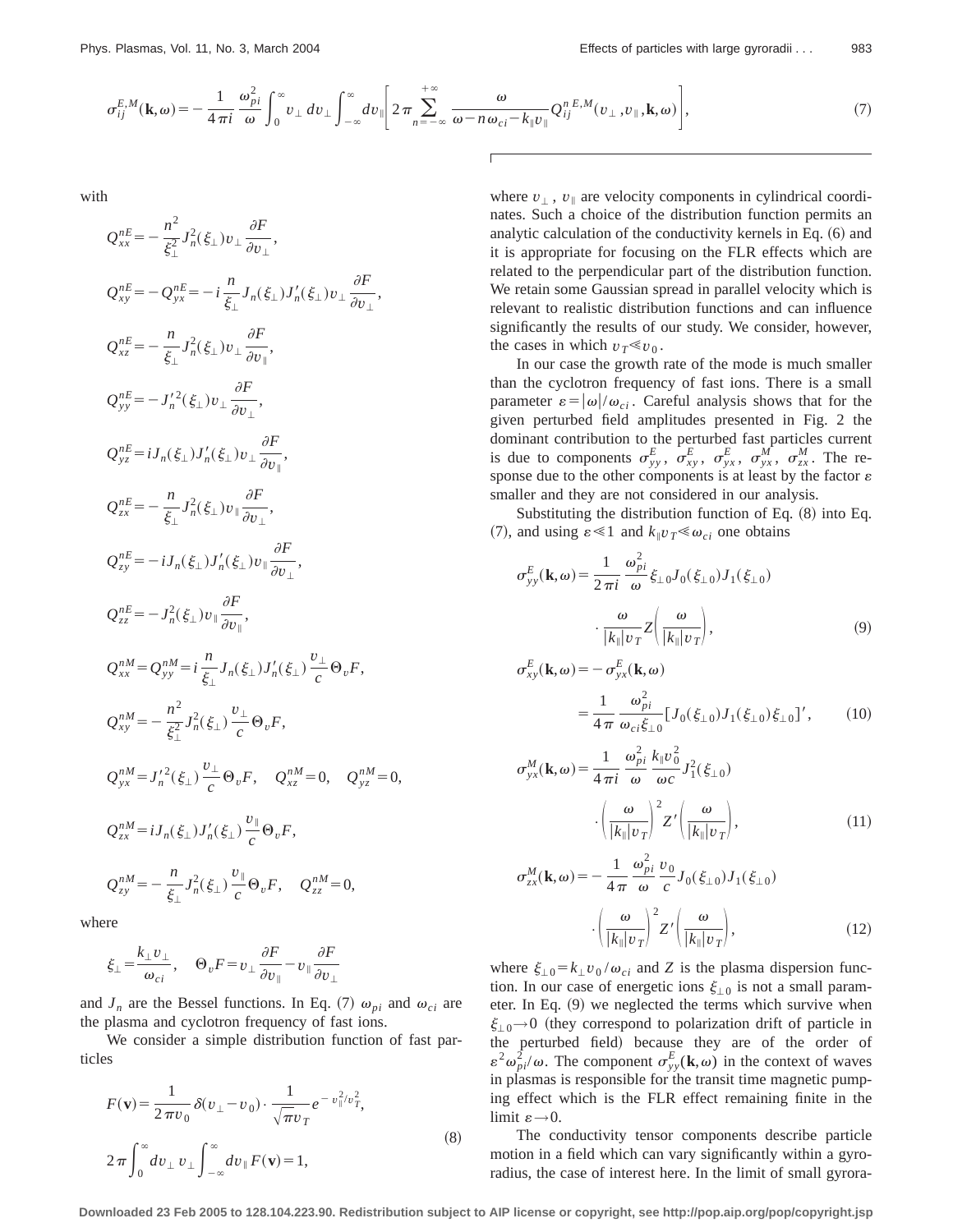$$\sigma_{ij}^{E,M}(\mathbf{k},\omega) = -\frac{1}{4\pi i}\,\frac{\omega_{pi}^2}{\omega}\int_0^\infty v_\perp\,dv_\perp\int_{-\infty}^{\infty}dv_\parallel\left[2\pi\sum_{n=-\infty}^{+\infty}\frac{\omega}{\omega-n\omega_{ci}-k_\parallel v_\parallel}Q_{ij}^{n\,E,M}(v_\perp,v_\parallel,\mathbf{k},\omega)\right], \tag{7}$$

with

$$Q_{xx}^{nE} = -\frac{n^2}{\xi_\perp^2}J_n^2(\xi_\perp)v_\perp\frac{\partial F}{\partial v_\perp},$$

$$Q_{xy}^{nE} = -Q_{yx}^{nE} = -i\frac{n}{\xi_\perp}J_n(\xi_\perp)J_n'(\xi_\perp)v_\perp\frac{\partial F}{\partial v_\perp},$$

$$Q_{xz}^{nE} = -\frac{n}{\xi_\perp}J_n^2(\xi_\perp)v_\perp\frac{\partial F}{\partial v_\parallel},$$

$$Q_{yy}^{nE} = -J_n'^2(\xi_\perp)v_\perp\frac{\partial F}{\partial v_\perp},$$

$$Q_{yz}^{nE} = iJ_n(\xi_\perp)J_n'(\xi_\perp)v_\perp\frac{\partial F}{\partial v_\parallel},$$

$$Q_{zx}^{nE} = -\frac{n}{\xi_\perp}J_n^2(\xi_\perp)v_\parallel\frac{\partial F}{\partial v_\perp},$$

$$Q_{zy}^{nE} = -iJ_n(\xi_\perp)J_n'(\xi_\perp)v_\parallel\frac{\partial F}{\partial v_\perp},$$

$$Q_{zz}^{nE} = -J_n^2(\xi_\perp)v_\parallel\frac{\partial F}{\partial v_\parallel},$$

$$Q_{xx}^{nM} = Q_{yy}^{nM} = i\frac{n}{\xi_\perp}J_n(\xi_\perp)J_n'(\xi_\perp)\frac{v_\perp}{c}\Theta_v F,$$

$$Q_{xy}^{nM} = -\frac{n^2}{\xi_\perp^2}J_n^2(\xi_\perp)\frac{v_\perp}{c}\Theta_v F,$$

$$Q_{yx}^{nM} = J_n'^2(\xi_\perp)\frac{v_\perp}{c}\Theta_v F,\quad Q_{xz}^{nM}=0,\quad Q_{yz}^{nM}=0,$$

$$Q_{zx}^{nM} = iJ_n(\xi_\perp)J_n'(\xi_\perp)\frac{v_\parallel}{c}\Theta_v F,$$

$$Q_{zy}^{nM} = -\frac{n}{\xi_\perp}J_n^2(\xi_\perp)\frac{v_\parallel}{c}\Theta_v F,\quad Q_{zz}^{nM}=0,$$

where

$$\xi_\perp = \frac{k_\perp v_\perp}{\omega_{ci}},\quad \Theta_v F = v_\perp\frac{\partial F}{\partial v_\parallel} - v_\parallel\frac{\partial F}{\partial v_\perp}$$

and $J_n$ are the Bessel functions. In Eq. (7) $\omega_{pi}$ and $\omega_{ci}$ are the plasma and cyclotron frequency of fast ions.

We consider a simple distribution function of fast particles

$$F(\mathbf{v}) = \frac{1}{2\pi v_0}\delta(v_\perp - v_0)\cdot\frac{1}{\sqrt{\pi}v_T}e^{-v_\parallel^2/v_T^2},$$
$$2\pi\int_0^\infty dv_\perp\,v_\perp\int_{-\infty}^{\infty}dv_\parallel\,F(\mathbf{v}) = 1, \tag{8}$$

where $v_\perp$, $v_\parallel$ are velocity components in cylindrical coordinates. Such a choice of the distribution function permits an analytic calculation of the conductivity kernels in Eq. (6) and it is appropriate for focusing on the FLR effects which are related to the perpendicular part of the distribution function. We retain some Gaussian spread in parallel velocity which is relevant to realistic distribution functions and can influence significantly the results of our study. We consider, however, the cases in which $v_T \ll v_0$.

In our case the growth rate of the mode is much smaller than the cyclotron frequency of fast ions. There is a small parameter $\varepsilon = |\omega|/\omega_{ci}$. Careful analysis shows that for the given perturbed field amplitudes presented in Fig. 2 the dominant contribution to the perturbed fast particles current is due to components $\sigma_{yy}^E$, $\sigma_{xy}^E$, $\sigma_{yx}^E$, $\sigma_{yx}^M$, $\sigma_{zx}^M$. The response due to the other components is at least by the factor $\varepsilon$ smaller and they are not considered in our analysis.

Substituting the distribution function of Eq. (8) into Eq. (7), and using $\varepsilon \ll 1$ and $k_\parallel v_T \ll \omega_{ci}$ one obtains

$$\sigma_{yy}^E(\mathbf{k},\omega) = \frac{1}{2\pi i}\,\frac{\omega_{pi}^2}{\omega}\xi_{\perp 0}J_0(\xi_{\perp 0})J_1(\xi_{\perp 0})\cdot\frac{\omega}{|k_\parallel|v_T}Z\left(\frac{\omega}{|k_\parallel|v_T}\right), \tag{9}$$

$$\sigma_{xy}^E(\mathbf{k},\omega) = -\sigma_{yx}^E(\mathbf{k},\omega) = \frac{1}{4\pi}\,\frac{\omega_{pi}^2}{\omega_{ci}\xi_{\perp 0}}[J_0(\xi_{\perp 0})J_1(\xi_{\perp 0})\xi_{\perp 0}]', \tag{10}$$

$$\sigma_{yx}^M(\mathbf{k},\omega) = \frac{1}{4\pi i}\,\frac{\omega_{pi}^2}{\omega}\,\frac{k_\parallel v_0^2}{\omega c}J_1^2(\xi_{\perp 0})\cdot\left(\frac{\omega}{|k_\parallel|v_T}\right)^2 Z'\left(\frac{\omega}{|k_\parallel|v_T}\right), \tag{11}$$

$$\sigma_{zx}^M(\mathbf{k},\omega) = -\frac{1}{4\pi}\,\frac{\omega_{pi}^2}{\omega}\,\frac{v_0}{c}J_0(\xi_{\perp 0})J_1(\xi_{\perp 0})\cdot\left(\frac{\omega}{|k_\parallel|v_T}\right)^2 Z'\left(\frac{\omega}{|k_\parallel|v_T}\right), \tag{12}$$

where $\xi_{\perp 0} = k_\perp v_0/\omega_{ci}$ and $Z$ is the plasma dispersion function. In our case of energetic ions $\xi_{\perp 0}$ is not a small parameter. In Eq. (9) we neglected the terms which survive when $\xi_{\perp 0} \to 0$ (they correspond to polarization drift of particle in the perturbed field) because they are of the order of $\varepsilon^2\omega_{pi}^2/\omega$. The component $\sigma_{yy}^E(\mathbf{k},\omega)$ in the context of waves in plasmas is responsible for the transit time magnetic pumping effect which is the FLR effect remaining finite in the limit $\varepsilon \to 0$.

The conductivity tensor components describe particle motion in a field which can vary significantly within a gyroradius, the case of interest here. In the limit of small gyrora-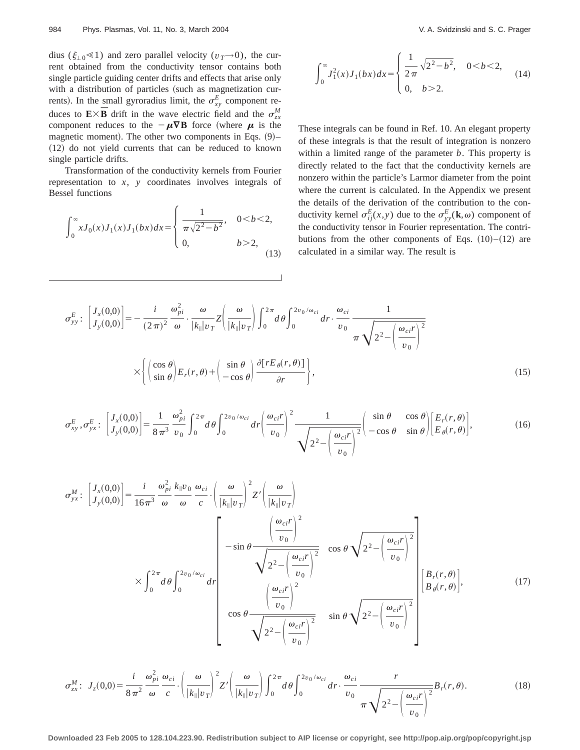dius ($\xi_{\perp 0} \ll 1$) and zero parallel velocity ($v_T \to 0$), the current obtained from the conductivity tensor contains both single particle guiding center drifts and effects that arise only with a distribution of particles (such as magnetization currents). In the small gyroradius limit, the $\sigma_{xy}^E$ component reduces to $\mathbf{E} \times \overline{\mathbf{B}}$ drift in the wave electric field and the $\sigma_{zx}^M$ component reduces to the $-\boldsymbol{\mu} \nabla \mathbf{B}$ force (where $\boldsymbol{\mu}$ is the magnetic moment). The other two components in Eqs. (9)–(12) do not yield currents that can be reduced to known single particle drifts.

Transformation of the conductivity kernels from Fourier representation to $x$, $y$ coordinates involves integrals of Bessel functions

$$\int_0^\infty x J_0(x) J_1(x) J_1(bx) dx = \begin{cases} \dfrac{1}{\pi \sqrt{2^2 - b^2}}, & 0 < b < 2, \\ 0, & b > 2, \end{cases} \tag{13}$$

$$\int_0^\infty J_1^2(x) J_1(bx) dx = \begin{cases} \dfrac{1}{2\pi} \sqrt{2^2 - b^2}, & 0 < b < 2, \\ 0, & b > 2. \end{cases} \tag{14}$$

These integrals can be found in Ref. 10. An elegant property of these integrals is that the result of integration is nonzero within a limited range of the parameter $b$. This property is directly related to the fact that the conductivity kernels are nonzero within the particle's Larmor diameter from the point where the current is calculated. In the Appendix we present the details of the derivation of the contribution to the conductivity kernel $\sigma_{ij}^E(x,y)$ due to the $\sigma_{yy}^E(\mathbf{k},\omega)$ component of the conductivity tensor in Fourier representation. The contributions from the other components of Eqs. (10)–(12) are calculated in a similar way. The result is

$$\sigma_{yy}^E: \begin{bmatrix} J_x(0,0) \\ J_y(0,0) \end{bmatrix} = -\frac{i}{(2\pi)^2} \frac{\omega_{pi}^2}{\omega} \cdot \frac{\omega}{|k_\parallel| v_T} Z\left(\frac{\omega}{|k_\parallel| v_T}\right) \int_0^{2\pi} d\theta \int_0^{2v_0/\omega_{ci}} dr \cdot \frac{\omega_{ci}}{v_0} \frac{1}{\pi \sqrt{2^2 - \left(\dfrac{\omega_{ci} r}{v_0}\right)^2}} \times \left\{ \begin{pmatrix} \cos\theta \\ \sin\theta \end{pmatrix} E_r(r,\theta) + \begin{pmatrix} \sin\theta \\ -\cos\theta \end{pmatrix} \frac{\partial [r E_\theta(r,\theta)]}{\partial r} \right\}, \tag{15}$$

$$\sigma_{xy}^E, \sigma_{yx}^E: \begin{bmatrix} J_x(0,0) \\ J_y(0,0) \end{bmatrix} = \frac{1}{8\pi^3} \frac{\omega_{pi}^2}{v_0} \int_0^{2\pi} d\theta \int_0^{2v_0/\omega_{ci}} dr \left(\frac{\omega_{ci} r}{v_0}\right)^2 \frac{1}{\sqrt{2^2 - \left(\dfrac{\omega_{ci} r}{v_0}\right)^2}} \begin{pmatrix} \sin\theta & \cos\theta \\ -\cos\theta & \sin\theta \end{pmatrix} \begin{bmatrix} E_r(r,\theta) \\ E_\theta(r,\theta) \end{bmatrix}, \tag{16}$$

$$\sigma_{yx}^M: \begin{bmatrix} J_x(0,0) \\ J_y(0,0) \end{bmatrix} = \frac{i}{16\pi^3} \frac{\omega_{pi}^2}{\omega} \frac{k_\parallel v_0}{\omega} \frac{\omega_{ci}}{c} \cdot \left(\frac{\omega}{|k_\parallel| v_T}\right)^2 Z'\left(\frac{\omega}{|k_\parallel| v_T}\right) \times \int_0^{2\pi} d\theta \int_0^{2v_0/\omega_{ci}} dr \begin{bmatrix} -\sin\theta \dfrac{\left(\dfrac{\omega_{ci} r}{v_0}\right)^2}{\sqrt{2^2 - \left(\dfrac{\omega_{ci} r}{v_0}\right)^2}} & \cos\theta \sqrt{2^2 - \left(\dfrac{\omega_{ci} r}{v_0}\right)^2} \\ \cos\theta \dfrac{\left(\dfrac{\omega_{ci} r}{v_0}\right)^2}{\sqrt{2^2 - \left(\dfrac{\omega_{ci} r}{v_0}\right)^2}} & \sin\theta \sqrt{2^2 - \left(\dfrac{\omega_{ci} r}{v_0}\right)^2} \end{bmatrix} \begin{bmatrix} B_r(r,\theta) \\ B_\theta(r,\theta) \end{bmatrix}, \tag{17}$$

$$\sigma_{zx}^M: \; J_z(0,0) = \frac{i}{8\pi^2} \frac{\omega_{pi}^2}{\omega} \frac{\omega_{ci}}{c} \cdot \left(\frac{\omega}{|k_\parallel| v_T}\right)^2 Z'\left(\frac{\omega}{|k_\parallel| v_T}\right) \int_0^{2\pi} d\theta \int_0^{2v_0/\omega_{ci}} dr \cdot \frac{\omega_{ci}}{v_0} \frac{r}{\pi \sqrt{2^2 - \left(\dfrac{\omega_{ci} r}{v_0}\right)^2}} B_r(r,\theta). \tag{18}$$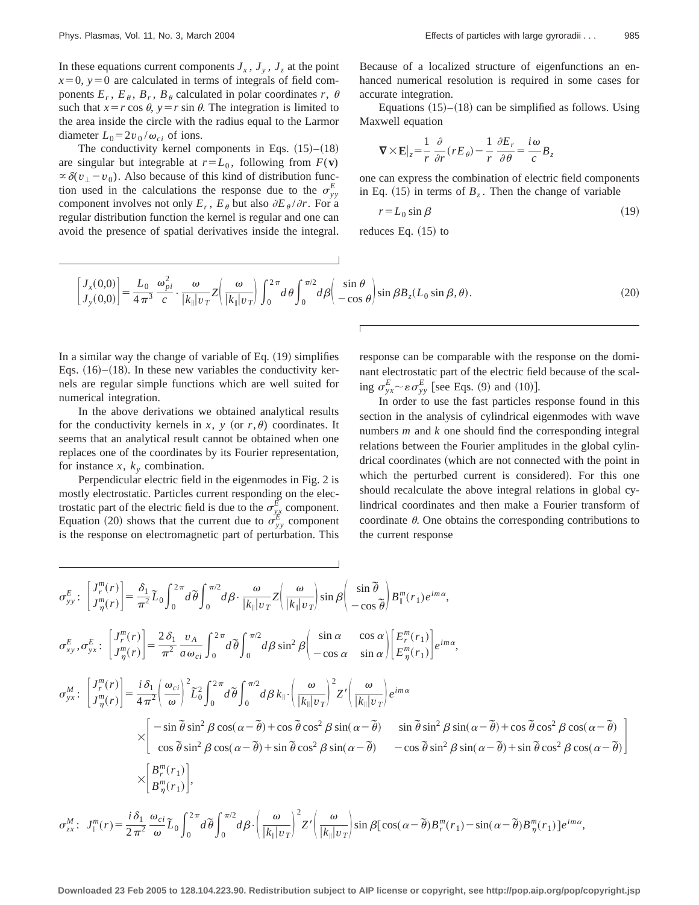In these equations current components $J_x$, $J_y$, $J_z$ at the point $x=0$, $y=0$ are calculated in terms of integrals of field components $E_r$, $E_\theta$, $B_r$, $B_\theta$ calculated in polar coordinates $r$, $\theta$ such that $x=r\cos\theta$, $y=r\sin\theta$. The integration is limited to the area inside the circle with the radius equal to the Larmor diameter $L_0=2v_0/\omega_{ci}$ of ions.

The conductivity kernel components in Eqs. (15)–(18) are singular but integrable at $r=L_0$, following from $F(\mathbf{v})\propto\delta(v_\perp-v_0)$. Also because of this kind of distribution function used in the calculations the response due to the $\sigma_{yy}^E$ component involves not only $E_r$, $E_\theta$ but also $\partial E_\theta/\partial r$. For a regular distribution function the kernel is regular and one can avoid the presence of spatial derivatives inside the integral. Because of a localized structure of eigenfunctions an enhanced numerical resolution is required in some cases for accurate integration.

Equations (15)–(18) can be simplified as follows. Using Maxwell equation

$$\nabla\times\mathbf{E}|_z=\frac{1}{r}\frac{\partial}{\partial r}(rE_\theta)-\frac{1}{r}\frac{\partial E_r}{\partial\theta}=\frac{i\omega}{c}B_z$$

one can express the combination of electric field components in Eq. (15) in terms of $B_z$. Then the change of variable

$$r=L_0\sin\beta \tag{19}$$

reduces Eq. (15) to

$$\begin{bmatrix}J_x(0,0)\\J_y(0,0)\end{bmatrix}=\frac{L_0}{4\pi^3}\frac{\omega_{pi}^2}{c}\cdot\frac{\omega}{|k_\parallel|v_T}Z\left(\frac{\omega}{|k_\parallel|v_T}\right)\int_0^{2\pi}d\theta\int_0^{\pi/2}d\beta\begin{pmatrix}\sin\theta\\-\cos\theta\end{pmatrix}\sin\beta B_z(L_0\sin\beta,\theta). \tag{20}$$

In a similar way the change of variable of Eq. (19) simplifies Eqs. (16)–(18). In these new variables the conductivity kernels are regular simple functions which are well suited for numerical integration.

In the above derivations we obtained analytical results for the conductivity kernels in $x$, $y$ (or $r,\theta$) coordinates. It seems that an analytical result cannot be obtained when one replaces one of the coordinates by its Fourier representation, for instance $x$, $k_y$ combination.

Perpendicular electric field in the eigenmodes in Fig. 2 is mostly electrostatic. Particles current responding on the electrostatic part of the electric field is due to the $\sigma_{yx}^E$ component. Equation (20) shows that the current due to $\sigma_{yy}^E$ component is the response on electromagnetic part of perturbation. This response can be comparable with the response on the dominant electrostatic part of the electric field because of the scaling $\sigma_{yx}^E\sim\varepsilon\sigma_{yy}^E$ [see Eqs. (9) and (10)].

In order to use the fast particles response found in this section in the analysis of cylindrical eigenmodes with wave numbers $m$ and $k$ one should find the corresponding integral relations between the Fourier amplitudes in the global cylindrical coordinates (which are not connected with the point in which the perturbed current is considered). For this one should recalculate the above integral relations in global cylindrical coordinates and then make a Fourier transform of coordinate $\theta$. One obtains the corresponding contributions to the current response

$$\sigma_{yy}^E:\ \begin{bmatrix}J_r^m(r)\\J_\eta^m(r)\end{bmatrix}=\frac{\delta_1}{\pi^2}\tilde{L}_0\int_0^{2\pi}d\tilde{\theta}\int_0^{\pi/2}d\beta\cdot\frac{\omega}{|k_\parallel|v_T}Z\left(\frac{\omega}{|k_\parallel|v_T}\right)\sin\beta\begin{pmatrix}\sin\tilde{\theta}\\-\cos\tilde{\theta}\end{pmatrix}B_\parallel^m(r_1)e^{im\alpha},$$

$$\sigma_{xy}^E,\sigma_{yx}^E:\ \begin{bmatrix}J_r^m(r)\\J_\eta^m(r)\end{bmatrix}=\frac{2\delta_1}{\pi^2}\frac{v_A}{a\omega_{ci}}\int_0^{2\pi}d\tilde{\theta}\int_0^{\pi/2}d\beta\sin^2\beta\begin{pmatrix}\sin\alpha&\cos\alpha\\-\cos\alpha&\sin\alpha\end{pmatrix}\begin{bmatrix}E_r^m(r_1)\\E_\eta^m(r_1)\end{bmatrix}e^{im\alpha},$$

$$\begin{aligned}\sigma_{yx}^M:\ \begin{bmatrix}J_r^m(r)\\J_\eta^m(r)\end{bmatrix}=&\frac{i\delta_1}{4\pi^2}\left(\frac{\omega_{ci}}{\omega}\right)^2\tilde{L}_0^2\int_0^{2\pi}d\tilde{\theta}\int_0^{\pi/2}d\beta\,k_\parallel\cdot\left(\frac{\omega}{|k_\parallel|v_T}\right)^2Z'\left(\frac{\omega}{|k_\parallel|v_T}\right)e^{im\alpha}\\&\times\begin{bmatrix}-\sin\tilde{\theta}\sin^2\beta\cos(\alpha-\tilde{\theta})+\cos\tilde{\theta}\cos^2\beta\sin(\alpha-\tilde{\theta})&\sin\tilde{\theta}\sin^2\beta\sin(\alpha-\tilde{\theta})+\cos\tilde{\theta}\cos^2\beta\cos(\alpha-\tilde{\theta})\\\cos\tilde{\theta}\sin^2\beta\cos(\alpha-\tilde{\theta})+\sin\tilde{\theta}\cos^2\beta\sin(\alpha-\tilde{\theta})&-\cos\tilde{\theta}\sin^2\beta\sin(\alpha-\tilde{\theta})+\sin\tilde{\theta}\cos^2\beta\cos(\alpha-\tilde{\theta})\end{bmatrix}\\&\times\begin{bmatrix}B_r^m(r_1)\\B_\eta^m(r_1)\end{bmatrix},\end{aligned}$$

$$\sigma_{zx}^M:\ J_\parallel^m(r)=\frac{i\delta_1}{2\pi^2}\frac{\omega_{ci}}{\omega}\tilde{L}_0\int_0^{2\pi}d\tilde{\theta}\int_0^{\pi/2}d\beta\cdot\left(\frac{\omega}{|k_\parallel|v_T}\right)^2Z'\left(\frac{\omega}{|k_\parallel|v_T}\right)\sin\beta[\cos(\alpha-\tilde{\theta})B_r^m(r_1)-\sin(\alpha-\tilde{\theta})B_\eta^m(r_1)]e^{im\alpha},$$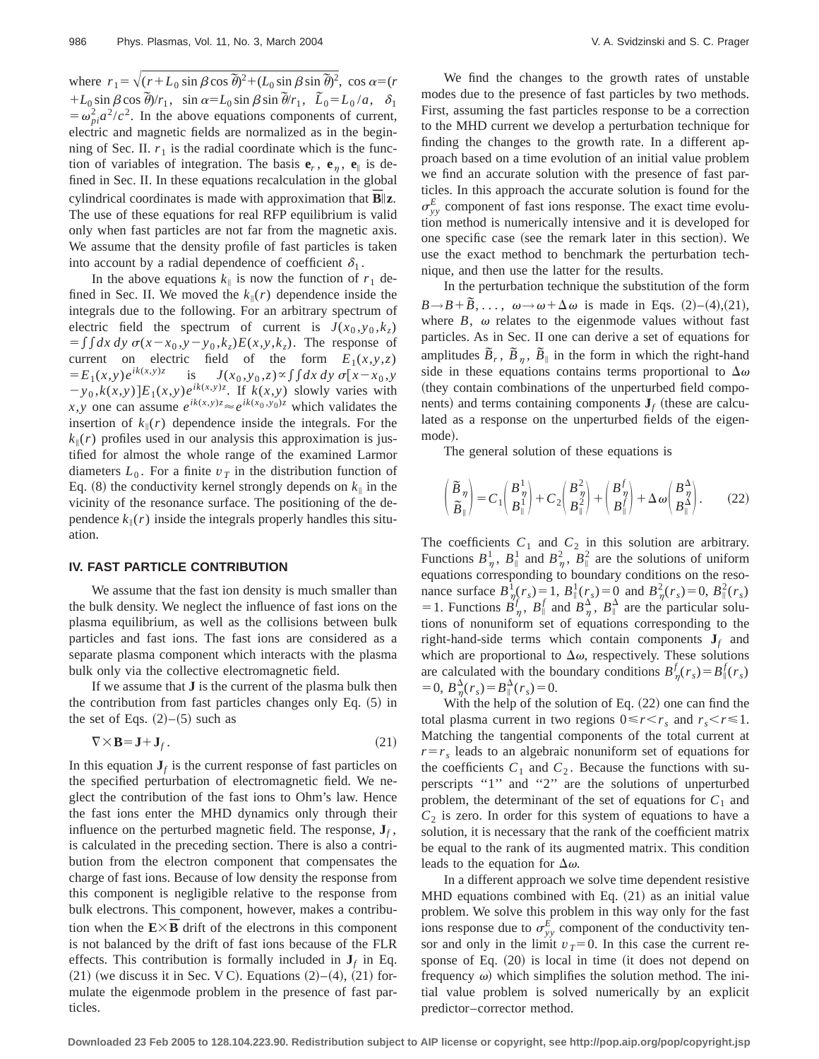where $r_1=\sqrt{(r+L_0\sin\beta\cos\tilde{\theta})^2+(L_0\sin\beta\sin\tilde{\theta})^2}$, $\cos\alpha=(r+L_0\sin\beta\cos\tilde{\theta})/r_1$, $\sin\alpha=L_0\sin\beta\sin\tilde{\theta}/r_1$, $\tilde{L}_0=L_0/a$, $\delta_1=\omega_{pi}^2a^2/c^2$. In the above equations components of current, electric and magnetic fields are normalized as in the beginning of Sec. II. $r_1$ is the radial coordinate which is the function of variables of integration. The basis $\mathbf{e}_r$, $\mathbf{e}_\eta$, $\mathbf{e}_\parallel$ is defined in Sec. II. In these equations recalculation in the global cylindrical coordinates is made with approximation that $\overline{\mathbf{B}}\|\mathbf{z}$. The use of these equations for real RFP equilibrium is valid only when fast particles are not far from the magnetic axis. We assume that the density profile of fast particles is taken into account by a radial dependence of coefficient $\delta_1$.

In the above equations $k_\parallel$ is now the function of $r_1$ defined in Sec. II. We moved the $k_\parallel(r)$ dependence inside the integrals due to the following. For an arbitrary spectrum of electric field the spectrum of current is $J(x_0,y_0,k_z)=\int\int dx\,dy\,\sigma(x-x_0,y-y_0,k_z)E(x,y,k_z)$. The response of current on electric field of the form $E_1(x,y,z)=E_1(x,y)e^{ik(x,y)z}$ is $J(x_0,y_0,z)\propto\int\int dx\,dy\,\sigma[x-x_0,y-y_0,k(x,y)]E_1(x,y)e^{ik(x,y)z}$. If $k(x,y)$ slowly varies with $x,y$ one can assume $e^{ik(x,y)z}\approx e^{ik(x_0,y_0)z}$ which validates the insertion of $k_\parallel(r)$ dependence inside the integrals. For the $k_\parallel(r)$ profiles used in our analysis this approximation is justified for almost the whole range of the examined Larmor diameters $L_0$. For a finite $v_T$ in the distribution function of Eq. (8) the conductivity kernel strongly depends on $k_\parallel$ in the vicinity of the resonance surface. The positioning of the dependence $k_\parallel(r)$ inside the integrals properly handles this situation.

## IV. FAST PARTICLE CONTRIBUTION

We assume that the fast ion density is much smaller than the bulk density. We neglect the influence of fast ions on the plasma equilibrium, as well as the collisions between bulk particles and fast ions. The fast ions are considered as a separate plasma component which interacts with the plasma bulk only via the collective electromagnetic field.

If we assume that $\mathbf{J}$ is the current of the plasma bulk then the contribution from fast particles changes only Eq. (5) in the set of Eqs. (2)–(5) such as

$$\nabla\times\mathbf{B}=\mathbf{J}+\mathbf{J}_f. \tag{21}$$

In this equation $\mathbf{J}_f$ is the current response of fast particles on the specified perturbation of electromagnetic field. We neglect the contribution of the fast ions to Ohm's law. Hence the fast ions enter the MHD dynamics only through their influence on the perturbed magnetic field. The response, $\mathbf{J}_f$, is calculated in the preceding section. There is also a contribution from the electron component that compensates the charge of fast ions. Because of low density the response from this component is negligible relative to the response from bulk electrons. This component, however, makes a contribution when the $\mathbf{E}\times\overline{\mathbf{B}}$ drift of the electrons in this component is not balanced by the drift of fast ions because of the FLR effects. This contribution is formally included in $\mathbf{J}_f$ in Eq. (21) (we discuss it in Sec. V C). Equations (2)–(4), (21) formulate the eigenmode problem in the presence of fast particles.

We find the changes to the growth rates of unstable modes due to the presence of fast particles by two methods. First, assuming the fast particles response to be a correction to the MHD current we develop a perturbation technique for finding the changes to the growth rate. In a different approach based on a time evolution of an initial value problem we find an accurate solution with the presence of fast particles. In this approach the accurate solution is found for the $\sigma_{yy}^E$ component of fast ions response. The exact time evolution method is numerically intensive and it is developed for one specific case (see the remark later in this section). We use the exact method to benchmark the perturbation technique, and then use the latter for the results.

In the perturbation technique the substitution of the form $B\rightarrow B+\tilde{B},\ldots,\ \omega\rightarrow\omega+\Delta\omega$ is made in Eqs. (2)–(4),(21), where $B$, $\omega$ relates to the eigenmode values without fast particles. As in Sec. II one can derive a set of equations for amplitudes $\tilde{B}_r$, $\tilde{B}_\eta$, $\tilde{B}_\parallel$ in the form in which the right-hand side in these equations contains terms proportional to $\Delta\omega$ (they contain combinations of the unperturbed field components) and terms containing components $\mathbf{J}_f$ (these are calculated as a response on the unperturbed fields of the eigenmode).

The general solution of these equations is

$$\begin{pmatrix}\tilde{B}_\eta\\ \tilde{B}_\parallel\end{pmatrix}=C_1\begin{pmatrix}B_\eta^1\\ B_\parallel^1\end{pmatrix}+C_2\begin{pmatrix}B_\eta^2\\ B_\parallel^2\end{pmatrix}+\begin{pmatrix}B_\eta^f\\ B_\parallel^f\end{pmatrix}+\Delta\omega\begin{pmatrix}B_\eta^\Delta\\ B_\parallel^\Delta\end{pmatrix}. \tag{22}$$

The coefficients $C_1$ and $C_2$ in this solution are arbitrary. Functions $B_\eta^1$, $B_\parallel^1$ and $B_\eta^2$, $B_\parallel^2$ are the solutions of uniform equations corresponding to boundary conditions on the resonance surface $B_\eta^1(r_s)=1$, $B_\parallel^1(r_s)=0$ and $B_\eta^2(r_s)=0$, $B_\parallel^2(r_s)=1$. Functions $B_\eta^f$, $B_\parallel^f$ and $B_\eta^\Delta$, $B_\parallel^\Delta$ are the particular solutions of nonuniform set of equations corresponding to the right-hand-side terms which contain components $\mathbf{J}_f$ and which are proportional to $\Delta\omega$, respectively. These solutions are calculated with the boundary conditions $B_\eta^f(r_s)=B_\parallel^f(r_s)=0$, $B_\eta^\Delta(r_s)=B_\parallel^\Delta(r_s)=0$.

With the help of the solution of Eq. (22) one can find the total plasma current in two regions $0\leqslant r<r_s$ and $r_s<r\leqslant 1$. Matching the tangential components of the total current at $r=r_s$ leads to an algebraic nonuniform set of equations for the coefficients $C_1$ and $C_2$. Because the functions with superscripts "1" and "2" are the solutions of unperturbed problem, the determinant of the set of equations for $C_1$ and $C_2$ is zero. In order for this system of equations to have a solution, it is necessary that the rank of the coefficient matrix be equal to the rank of its augmented matrix. This condition leads to the equation for $\Delta\omega$.

In a different approach we solve time dependent resistive MHD equations combined with Eq. (21) as an initial value problem. We solve this problem in this way only for the fast ions response due to $\sigma_{yy}^E$ component of the conductivity tensor and only in the limit $v_T=0$. In this case the current response of Eq. (20) is local in time (it does not depend on frequency $\omega$) which simplifies the solution method. The initial value problem is solved numerically by an explicit predictor–corrector method.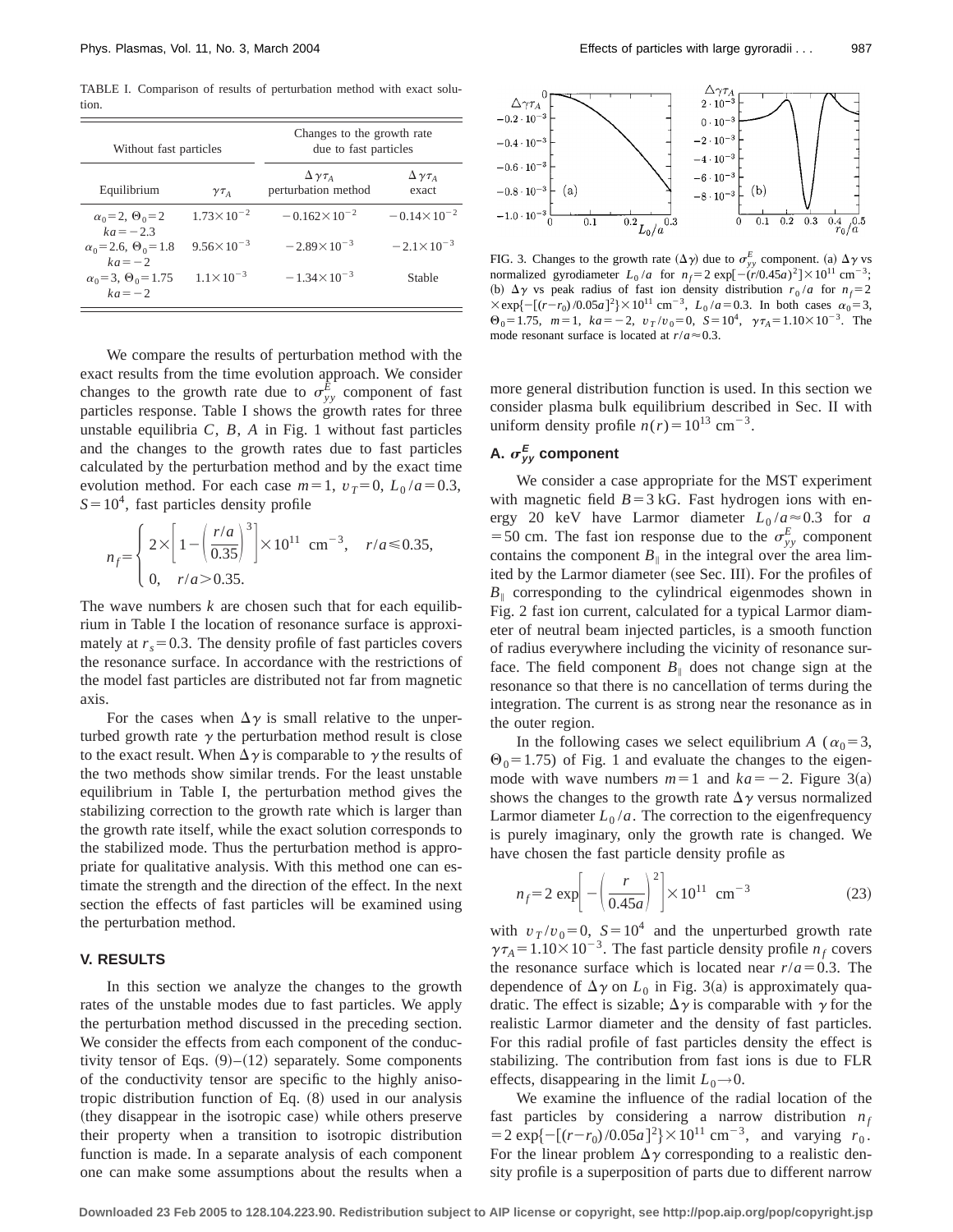TABLE I. Comparison of results of perturbation method with exact solution.

| Without fast particles | | Changes to the growth rate due to fast particles | |
|---|---|---|---|
| Equilibrium | $\gamma\tau_A$ | $\Delta\gamma\tau_A$ perturbation method | $\Delta\gamma\tau_A$ exact |
| $\alpha_0=2$, $\Theta_0=2$ $ka=-2.3$ | $1.73\times10^{-2}$ | $-0.162\times10^{-2}$ | $-0.14\times10^{-2}$ |
| $\alpha_0=2.6$, $\Theta_0=1.8$ $ka=-2$ | $9.56\times10^{-3}$ | $-2.89\times10^{-3}$ | $-2.1\times10^{-3}$ |
| $\alpha_0=3$, $\Theta_0=1.75$ $ka=-2$ | $1.1\times10^{-3}$ | $-1.34\times10^{-3}$ | Stable |

We compare the results of perturbation method with the exact results from the time evolution approach. We consider changes to the growth rate due to $\sigma_{yy}^E$ component of fast particles response. Table I shows the growth rates for three unstable equilibria $C$, $B$, $A$ in Fig. 1 without fast particles and the changes to the growth rates due to fast particles calculated by the perturbation method and by the exact time evolution method. For each case $m=1$, $v_T=0$, $L_0/a=0.3$, $S=10^4$, fast particles density profile

$$n_f=\begin{cases} 2\times\left[1-\left(\dfrac{r/a}{0.35}\right)^3\right]\times10^{11}\ \text{cm}^{-3}, & r/a\leqslant0.35,\\ 0, & r/a>0.35. \end{cases}$$

The wave numbers $k$ are chosen such that for each equilibrium in Table I the location of resonance surface is approximately at $r_s=0.3$. The density profile of fast particles covers the resonance surface. In accordance with the restrictions of the model fast particles are distributed not far from magnetic axis.

For the cases when $\Delta\gamma$ is small relative to the unperturbed growth rate $\gamma$ the perturbation method result is close to the exact result. When $\Delta\gamma$ is comparable to $\gamma$ the results of the two methods show similar trends. For the least unstable equilibrium in Table I, the perturbation method gives the stabilizing correction to the growth rate which is larger than the growth rate itself, while the exact solution corresponds to the stabilized mode. Thus the perturbation method is appropriate for qualitative analysis. With this method one can estimate the strength and the direction of the effect. In the next section the effects of fast particles will be examined using the perturbation method.

### V. RESULTS

In this section we analyze the changes to the growth rates of the unstable modes due to fast particles. We apply the perturbation method discussed in the preceding section. We consider the effects from each component of the conductivity tensor of Eqs. (9)–(12) separately. Some components of the conductivity tensor are specific to the highly anisotropic distribution function of Eq. (8) used in our analysis (they disappear in the isotropic case) while others preserve their property when a transition to isotropic distribution function is made. In a separate analysis of each component one can make some assumptions about the results when a more general distribution function is used. In this section we consider plasma bulk equilibrium described in Sec. II with uniform density profile $n(r)=10^{13}\ \text{cm}^{-3}$.

FIG. 3. Changes to the growth rate ($\Delta\gamma$) due to $\sigma_{yy}^E$ component. (a) $\Delta\gamma$ vs normalized gyrodiameter $L_0/a$ for $n_f=2\exp[-(r/0.45a)^2]\times10^{11}\ \text{cm}^{-3}$; (b) $\Delta\gamma$ vs peak radius of fast ion density distribution $r_0/a$ for $n_f=2\times\exp\{-[(r-r_0)/0.05a]^2\}\times10^{11}\ \text{cm}^{-3}$, $L_0/a=0.3$. In both cases $\alpha_0=3$, $\Theta_0=1.75$, $m=1$, $ka=-2$, $v_T/v_0=0$, $S=10^4$, $\gamma\tau_A=1.10\times10^{-3}$. The mode resonant surface is located at $r/a\approx0.3$.

#### A. $\sigma_{yy}^E$ component

We consider a case appropriate for the MST experiment with magnetic field $B=3$ kG. Fast hydrogen ions with energy 20 keV have Larmor diameter $L_0/a\approx0.3$ for $a=50$ cm. The fast ion response due to the $\sigma_{yy}^E$ component contains the component $B_\parallel$ in the integral over the area limited by the Larmor diameter (see Sec. III). For the profiles of $B_\parallel$ corresponding to the cylindrical eigenmodes shown in Fig. 2 fast ion current, calculated for a typical Larmor diameter of neutral beam injected particles, is a smooth function of radius everywhere including the vicinity of resonance surface. The field component $B_\parallel$ does not change sign at the resonance so that there is no cancellation of terms during the integration. The current is as strong near the resonance as in the outer region.

In the following cases we select equilibrium $A$ ($\alpha_0=3$, $\Theta_0=1.75$) of Fig. 1 and evaluate the changes to the eigenmode with wave numbers $m=1$ and $ka=-2$. Figure 3(a) shows the changes to the growth rate $\Delta\gamma$ versus normalized Larmor diameter $L_0/a$. The correction to the eigenfrequency is purely imaginary, only the growth rate is changed. We have chosen the fast particle density profile as

$$n_f=2\exp\left[-\left(\frac{r}{0.45a}\right)^2\right]\times10^{11}\ \text{cm}^{-3} \tag{23}$$

with $v_T/v_0=0$, $S=10^4$ and the unperturbed growth rate $\gamma\tau_A=1.10\times10^{-3}$. The fast particle density profile $n_f$ covers the resonance surface which is located near $r/a=0.3$. The dependence of $\Delta\gamma$ on $L_0$ in Fig. 3(a) is approximately quadratic. The effect is sizable; $\Delta\gamma$ is comparable with $\gamma$ for the realistic Larmor diameter and the density of fast particles. For this radial profile of fast particles density the effect is stabilizing. The contribution from fast ions is due to FLR effects, disappearing in the limit $L_0\to0$.

We examine the influence of the radial location of the fast particles by considering a narrow distribution $n_f=2\exp\{-[(r-r_0)/0.05a]^2\}\times10^{11}\ \text{cm}^{-3}$, and varying $r_0$. For the linear problem $\Delta\gamma$ corresponding to a realistic density profile is a superposition of parts due to different narrow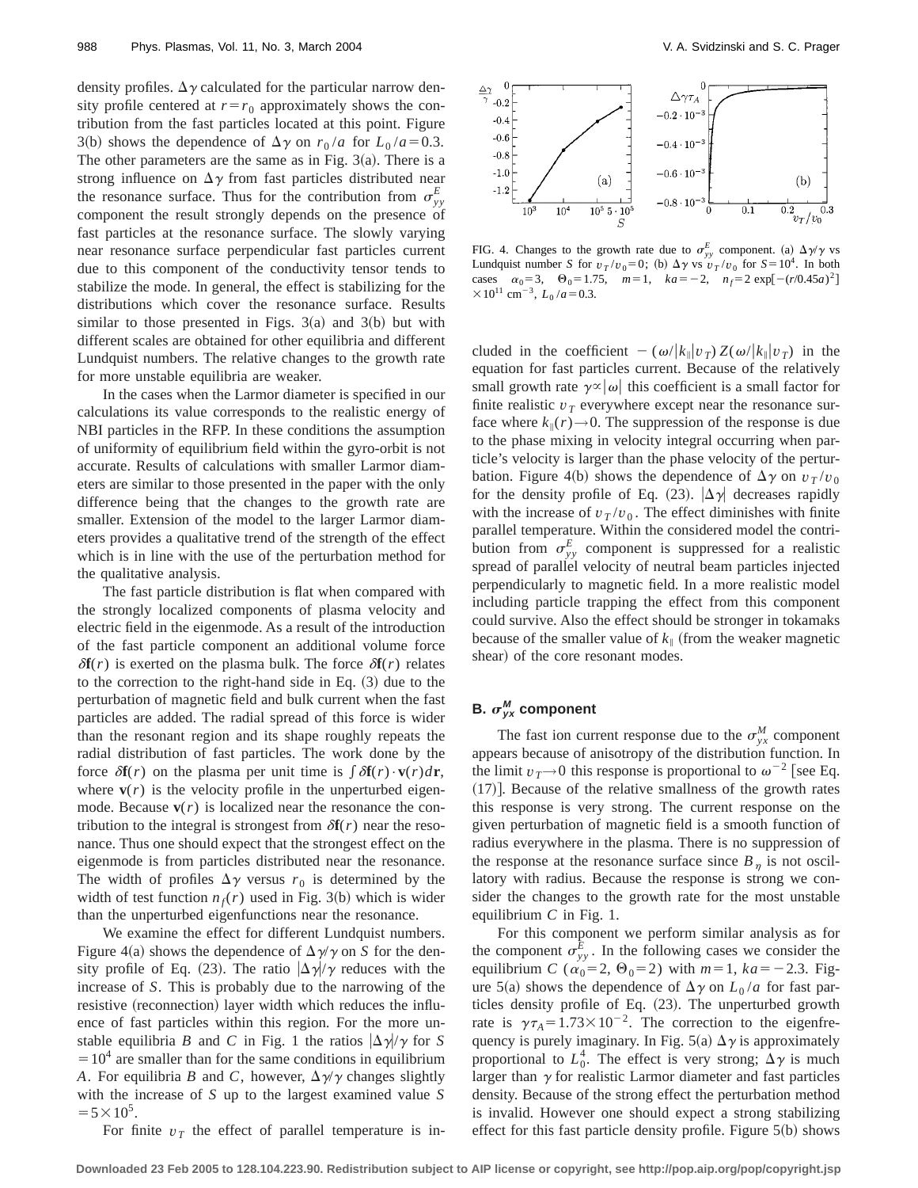density profiles. $\Delta\gamma$ calculated for the particular narrow density profile centered at $r=r_0$ approximately shows the contribution from the fast particles located at this point. Figure 3(b) shows the dependence of $\Delta\gamma$ on $r_0/a$ for $L_0/a=0.3$. The other parameters are the same as in Fig. 3(a). There is a strong influence on $\Delta\gamma$ from fast particles distributed near the resonance surface. Thus for the contribution from $\sigma^E_{yy}$ component the result strongly depends on the presence of fast particles at the resonance surface. The slowly varying near resonance surface perpendicular fast particles current due to this component of the conductivity tensor tends to stabilize the mode. In general, the effect is stabilizing for the distributions which cover the resonance surface. Results similar to those presented in Figs. 3(a) and 3(b) but with different scales are obtained for other equilibria and different Lundquist numbers. The relative changes to the growth rate for more unstable equilibria are weaker.

In the cases when the Larmor diameter is specified in our calculations its value corresponds to the realistic energy of NBI particles in the RFP. In these conditions the assumption of uniformity of equilibrium field within the gyro-orbit is not accurate. Results of calculations with smaller Larmor diameters are similar to those presented in the paper with the only difference being that the changes to the growth rate are smaller. Extension of the model to the larger Larmor diameters provides a qualitative trend of the strength of the effect which is in line with the use of the perturbation method for the qualitative analysis.

The fast particle distribution is flat when compared with the strongly localized components of plasma velocity and electric field in the eigenmode. As a result of the introduction of the fast particle component an additional volume force $\delta\mathbf{f}(r)$ is exerted on the plasma bulk. The force $\delta\mathbf{f}(r)$ relates to the correction to the right-hand side in Eq. (3) due to the perturbation of magnetic field and bulk current when the fast particles are added. The radial spread of this force is wider than the resonant region and its shape roughly repeats the radial distribution of fast particles. The work done by the force $\delta\mathbf{f}(r)$ on the plasma per unit time is $\int \delta\mathbf{f}(r)\cdot\mathbf{v}(r)d\mathbf{r}$, where $\mathbf{v}(r)$ is the velocity profile in the unperturbed eigenmode. Because $\mathbf{v}(r)$ is localized near the resonance the contribution to the integral is strongest from $\delta\mathbf{f}(r)$ near the resonance. Thus one should expect that the strongest effect on the eigenmode is from particles distributed near the resonance. The width of profiles $\Delta\gamma$ versus $r_0$ is determined by the width of test function $n_f(r)$ used in Fig. 3(b) which is wider than the unperturbed eigenfunctions near the resonance.

We examine the effect for different Lundquist numbers. Figure 4(a) shows the dependence of $\Delta\gamma/\gamma$ on $S$ for the density profile of Eq. (23). The ratio $|\Delta\gamma|/\gamma$ reduces with the increase of $S$. This is probably due to the narrowing of the resistive (reconnection) layer width which reduces the influence of fast particles within this region. For the more unstable equilibria $B$ and $C$ in Fig. 1 the ratios $|\Delta\gamma|/\gamma$ for $S=10^4$ are smaller than for the same conditions in equilibrium $A$. For equilibria $B$ and $C$, however, $\Delta\gamma/\gamma$ changes slightly with the increase of $S$ up to the largest examined value $S=5\times10^5$.

For finite $v_T$ the effect of parallel temperature is included in the coefficient $-(\omega/|k_\parallel|v_T)Z(\omega/|k_\parallel|v_T)$ in the equation for fast particles current. Because of the relatively small growth rate $\gamma\propto|\omega|$ this coefficient is a small factor for finite realistic $v_T$ everywhere except near the resonance surface where $k_\parallel(r)\to0$. The suppression of the response is due to the phase mixing in velocity integral occurring when particle's velocity is larger than the phase velocity of the perturbation. Figure 4(b) shows the dependence of $\Delta\gamma$ on $v_T/v_0$ for the density profile of Eq. (23). $|\Delta\gamma|$ decreases rapidly with the increase of $v_T/v_0$. The effect diminishes with finite parallel temperature. Within the considered model the contribution from $\sigma^E_{yy}$ component is suppressed for a realistic spread of parallel velocity of neutral beam particles injected perpendicularly to magnetic field. In a more realistic model including particle trapping the effect from this component could survive. Also the effect should be stronger in tokamaks because of the smaller value of $k_\parallel$ (from the weaker magnetic shear) of the core resonant modes.

FIG. 4. Changes to the growth rate due to $\sigma^E_{yy}$ component. (a) $\Delta\gamma/\gamma$ vs Lundquist number $S$ for $v_T/v_0=0$; (b) $\Delta\gamma$ vs $v_T/v_0$ for $S=10^4$. In both cases $\alpha_0=3$, $\Theta_0=1.75$, $m=1$, $ka=-2$, $n_f=2\exp[-(r/0.45a)^2]\times10^{11}$ cm$^{-3}$, $L_0/a=0.3$.

## B. $\sigma^M_{yx}$ component

The fast ion current response due to the $\sigma^M_{yx}$ component appears because of anisotropy of the distribution function. In the limit $v_T\to0$ this response is proportional to $\omega^{-2}$ [see Eq. (17)]. Because of the relative smallness of the growth rates this response is very strong. The current response on the given perturbation of magnetic field is a smooth function of radius everywhere in the plasma. There is no suppression of the response at the resonance surface since $B_\eta$ is not oscillatory with radius. Because the response is strong we consider the changes to the growth rate for the most unstable equilibrium $C$ in Fig. 1.

For this component we perform similar analysis as for the component $\sigma^E_{yy}$. In the following cases we consider the equilibrium $C$ ($\alpha_0=2$, $\Theta_0=2$) with $m=1$, $ka=-2.3$. Figure 5(a) shows the dependence of $\Delta\gamma$ on $L_0/a$ for fast particles density profile of Eq. (23). The unperturbed growth rate is $\gamma\tau_A=1.73\times10^{-2}$. The correction to the eigenfrequency is purely imaginary. In Fig. 5(a) $\Delta\gamma$ is approximately proportional to $L_0^4$. The effect is very strong; $\Delta\gamma$ is much larger than $\gamma$ for realistic Larmor diameter and fast particles density. Because of the strong effect the perturbation method is invalid. However one should expect a strong stabilizing effect for this fast particle density profile. Figure 5(b) shows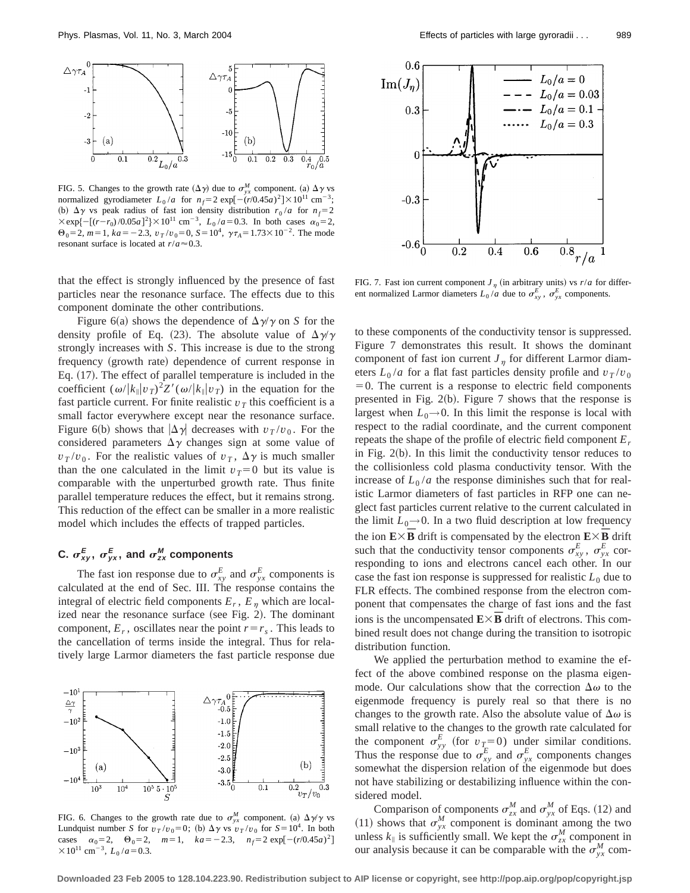FIG. 5. Changes to the growth rate ($\Delta\gamma$) due to $\sigma_{yx}^M$ component. (a) $\Delta\gamma$ vs normalized gyrodiameter $L_0/a$ for $n_f = 2\exp[-(r/0.45a)^2]\times 10^{11}$ cm$^{-3}$; (b) $\Delta\gamma$ vs peak radius of fast ion density distribution $r_0/a$ for $n_f = 2\times\exp\{-[(r-r_0)/0.05a]^2\}\times 10^{11}$ cm$^{-3}$, $L_0/a = 0.3$. In both cases $\alpha_0 = 2$, $\Theta_0 = 2$, $m = 1$, $ka = -2.3$, $v_T/v_0 = 0$, $S = 10^4$, $\gamma\tau_A = 1.73\times 10^{-2}$. The mode resonant surface is located at $r/a \approx 0.3$.

that the effect is strongly influenced by the presence of fast particles near the resonance surface. The effects due to this component dominate the other contributions.

Figure 6(a) shows the dependence of $\Delta\gamma/\gamma$ on $S$ for the density profile of Eq. (23). The absolute value of $\Delta\gamma/\gamma$ strongly increases with $S$. This increase is due to the strong frequency (growth rate) dependence of current response in Eq. (17). The effect of parallel temperature is included in the coefficient $(\omega/|k_\parallel|v_T)^2 Z'(\omega/|k_\parallel|v_T)$ in the equation for the fast particle current. For finite realistic $v_T$ this coefficient is a small factor everywhere except near the resonance surface. Figure 6(b) shows that $|\Delta\gamma|$ decreases with $v_T/v_0$. For the considered parameters $\Delta\gamma$ changes sign at some value of $v_T/v_0$. For the realistic values of $v_T$, $\Delta\gamma$ is much smaller than the one calculated in the limit $v_T = 0$ but its value is comparable with the unperturbed growth rate. Thus finite parallel temperature reduces the effect, but it remains strong. This reduction of the effect can be smaller in a more realistic model which includes the effects of trapped particles.

### C. $\sigma_{xy}^E$, $\sigma_{yx}^E$, and $\sigma_{zx}^M$ components

The fast ion response due to $\sigma_{xy}^E$ and $\sigma_{yx}^E$ components is calculated at the end of Sec. III. The response contains the integral of electric field components $E_r$, $E_\eta$ which are localized near the resonance surface (see Fig. 2). The dominant component, $E_r$, oscillates near the point $r = r_s$. This leads to the cancellation of terms inside the integral. Thus for relatively large Larmor diameters the fast particle response due to these components of the conductivity tensor is suppressed. Figure 7 demonstrates this result. It shows the dominant component of fast ion current $J_\eta$ for different Larmor diameters $L_0/a$ for a flat fast particles density profile and $v_T/v_0 = 0$. The current is a response to electric field components presented in Fig. 2(b). Figure 7 shows that the response is largest when $L_0 \to 0$. In this limit the response is local with respect to the radial coordinate, and the current component repeats the shape of the profile of electric field component $E_r$ in Fig. 2(b). In this limit the conductivity tensor reduces to the collisionless cold plasma conductivity tensor. With the increase of $L_0/a$ the response diminishes such that for realistic Larmor diameters of fast particles in RFP one can neglect fast particles current relative to the current calculated in the limit $L_0 \to 0$. In a two fluid description at low frequency the ion $\mathbf{E}\times\overline{\mathbf{B}}$ drift is compensated by the electron $\mathbf{E}\times\overline{\mathbf{B}}$ drift such that the conductivity tensor components $\sigma_{xy}^E$, $\sigma_{yx}^E$ corresponding to ions and electrons cancel each other. In our case the fast ion response is suppressed for realistic $L_0$ due to FLR effects. The combined response from the electron component that compensates the charge of fast ions and the fast ions is the uncompensated $\mathbf{E}\times\overline{\mathbf{B}}$ drift of electrons. This combined result does not change during the transition to isotropic distribution function.

FIG. 6. Changes to the growth rate due to $\sigma_{yx}^M$ component. (a) $\Delta\gamma/\gamma$ vs Lundquist number $S$ for $v_T/v_0 = 0$; (b) $\Delta\gamma$ vs $v_T/v_0$ for $S = 10^4$. In both cases $\alpha_0 = 2$, $\Theta_0 = 2$, $m = 1$, $ka = -2.3$, $n_f = 2\exp[-(r/0.45a)^2]\times 10^{11}$ cm$^{-3}$, $L_0/a = 0.3$.

FIG. 7. Fast ion current component $J_\eta$ (in arbitrary units) vs $r/a$ for different normalized Larmor diameters $L_0/a$ due to $\sigma_{xy}^E$, $\sigma_{yx}^E$ components.

We applied the perturbation method to examine the effect of the above combined response on the plasma eigenmode. Our calculations show that the correction $\Delta\omega$ to the eigenmode frequency is purely real so that there is no changes to the growth rate. Also the absolute value of $\Delta\omega$ is small relative to the changes to the growth rate calculated for the component $\sigma_{yy}^E$ (for $v_T = 0$) under similar conditions. Thus the response due to $\sigma_{xy}^E$ and $\sigma_{yx}^E$ components changes somewhat the dispersion relation of the eigenmode but does not have stabilizing or destabilizing influence within the considered model.

Comparison of components $\sigma_{zx}^M$ and $\sigma_{yx}^M$ of Eqs. (12) and (11) shows that $\sigma_{yx}^M$ component is dominant among the two unless $k_\parallel$ is sufficiently small. We kept the $\sigma_{zx}^M$ component in our analysis because it can be comparable with the $\sigma_{yx}^M$ com-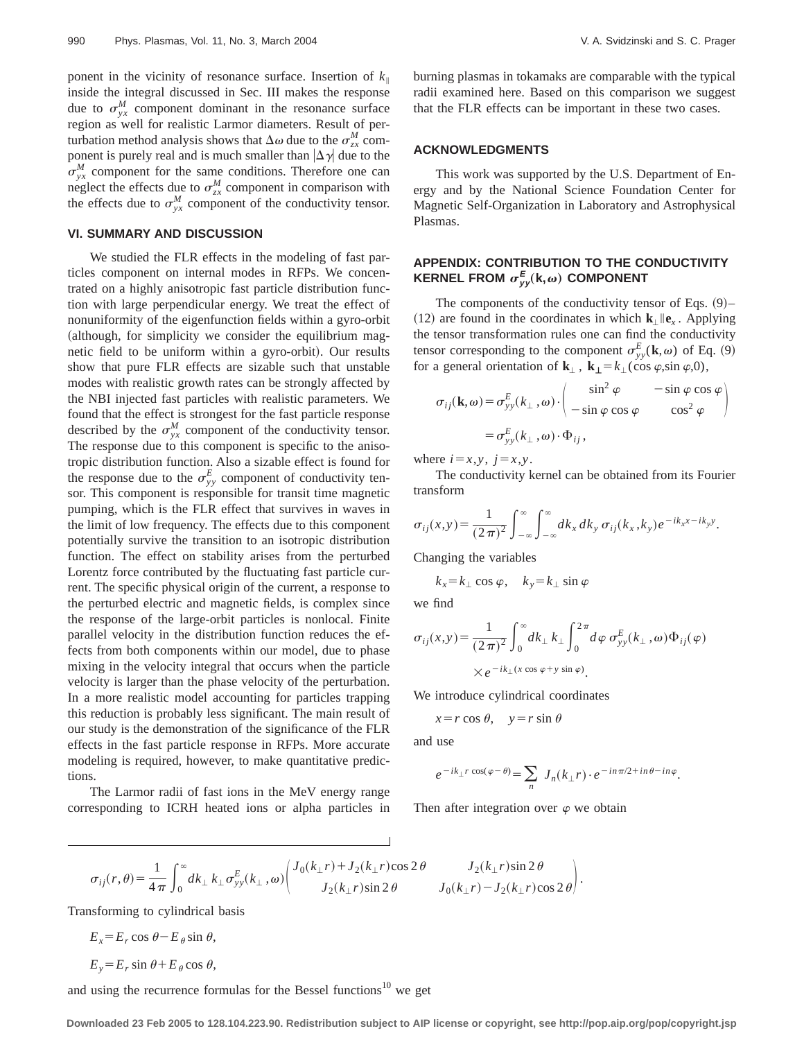ponent in the vicinity of resonance surface. Insertion of $k_\parallel$ inside the integral discussed in Sec. III makes the response due to $\sigma_{yx}^M$ component dominant in the resonance surface region as well for realistic Larmor diameters. Result of perturbation method analysis shows that $\Delta\omega$ due to the $\sigma_{zx}^M$ component is purely real and is much smaller than $|\Delta\gamma|$ due to the $\sigma_{yx}^M$ component for the same conditions. Therefore one can neglect the effects due to $\sigma_{zx}^M$ component in comparison with the effects due to $\sigma_{yx}^M$ component of the conductivity tensor.

## VI. SUMMARY AND DISCUSSION

We studied the FLR effects in the modeling of fast particles component on internal modes in RFPs. We concentrated on a highly anisotropic fast particle distribution function with large perpendicular energy. We treat the effect of nonuniformity of the eigenfunction fields within a gyro-orbit (although, for simplicity we consider the equilibrium magnetic field to be uniform within a gyro-orbit). Our results show that pure FLR effects are sizable such that unstable modes with realistic growth rates can be strongly affected by the NBI injected fast particles with realistic parameters. We found that the effect is strongest for the fast particle response described by the $\sigma_{yx}^M$ component of the conductivity tensor. The response due to this component is specific to the anisotropic distribution function. Also a sizable effect is found for the response due to the $\sigma_{yy}^E$ component of conductivity tensor. This component is responsible for transit time magnetic pumping, which is the FLR effect that survives in waves in the limit of low frequency. The effects due to this component potentially survive the transition to an isotropic distribution function. The effect on stability arises from the perturbed Lorentz force contributed by the fluctuating fast particle current. The specific physical origin of the current, a response to the perturbed electric and magnetic fields, is complex since the response of the large-orbit particles is nonlocal. Finite parallel velocity in the distribution function reduces the effects from both components within our model, due to phase mixing in the velocity integral that occurs when the particle velocity is larger than the phase velocity of the perturbation. In a more realistic model accounting for particles trapping this reduction is probably less significant. The main result of our study is the demonstration of the significance of the FLR effects in the fast particle response in RFPs. More accurate modeling is required, however, to make quantitative predictions.

The Larmor radii of fast ions in the MeV energy range corresponding to ICRH heated ions or alpha particles in burning plasmas in tokamaks are comparable with the typical radii examined here. Based on this comparison we suggest that the FLR effects can be important in these two cases.

## ACKNOWLEDGMENTS

This work was supported by the U.S. Department of Energy and by the National Science Foundation Center for Magnetic Self-Organization in Laboratory and Astrophysical Plasmas.

## APPENDIX: CONTRIBUTION TO THE CONDUCTIVITY KERNEL FROM $\sigma_{yy}^E(\mathbf{k},\omega)$ COMPONENT

The components of the conductivity tensor of Eqs. (9)–(12) are found in the coordinates in which $\mathbf{k}_\perp \parallel \mathbf{e}_x$. Applying the tensor transformation rules one can find the conductivity tensor corresponding to the component $\sigma_{yy}^E(\mathbf{k},\omega)$ of Eq. (9) for a general orientation of $\mathbf{k}_\perp$, $\mathbf{k}_\perp = k_\perp(\cos\varphi, \sin\varphi, 0)$,

$$\sigma_{ij}(\mathbf{k},\omega) = \sigma_{yy}^E(k_\perp,\omega)\cdot\begin{pmatrix} \sin^2\varphi & -\sin\varphi\cos\varphi \\ -\sin\varphi\cos\varphi & \cos^2\varphi \end{pmatrix} = \sigma_{yy}^E(k_\perp,\omega)\cdot\Phi_{ij},$$

where $i=x,y$, $j=x,y$.

The conductivity kernel can be obtained from its Fourier transform

$$\sigma_{ij}(x,y) = \frac{1}{(2\pi)^2}\int_{-\infty}^{\infty}\int_{-\infty}^{\infty} dk_x\, dk_y\, \sigma_{ij}(k_x,k_y)e^{-ik_x x - ik_y y}.$$

Changing the variables

$$k_x = k_\perp\cos\varphi, \quad k_y = k_\perp\sin\varphi$$

we find

$$\sigma_{ij}(x,y) = \frac{1}{(2\pi)^2}\int_0^\infty dk_\perp\, k_\perp\int_0^{2\pi} d\varphi\, \sigma_{yy}^E(k_\perp,\omega)\Phi_{ij}(\varphi) \times e^{-ik_\perp(x\cos\varphi + y\sin\varphi)}.$$

We introduce cylindrical coordinates

$$x = r\cos\theta, \quad y = r\sin\theta$$

and use

$$e^{-ik_\perp r\cos(\varphi-\theta)} = \sum_n J_n(k_\perp r)\cdot e^{-in\pi/2 + in\theta - in\varphi}.$$

Then after integration over $\varphi$ we obtain

$$\sigma_{ij}(r,\theta) = \frac{1}{4\pi}\int_0^\infty dk_\perp\, k_\perp\sigma_{yy}^E(k_\perp,\omega)\begin{pmatrix} J_0(k_\perp r) + J_2(k_\perp r)\cos 2\theta & J_2(k_\perp r)\sin 2\theta \\ J_2(k_\perp r)\sin 2\theta & J_0(k_\perp r) - J_2(k_\perp r)\cos 2\theta \end{pmatrix}.$$

Transforming to cylindrical basis

$$E_x = E_r\cos\theta - E_\theta\sin\theta,$$

$$E_y = E_r\sin\theta + E_\theta\cos\theta,$$

and using the recurrence formulas for the Bessel functions[10] we get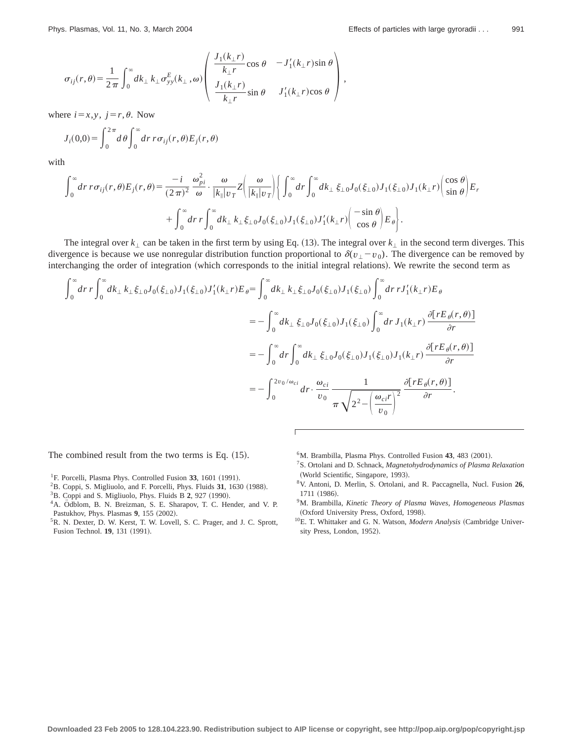$$\sigma_{ij}(r,\theta)=\frac{1}{2\pi}\int_0^\infty dk_\perp\, k_\perp \sigma_{yy}^E(k_\perp,\omega)\begin{pmatrix} \dfrac{J_1(k_\perp r)}{k_\perp r}\cos\theta & -J_1'(k_\perp r)\sin\theta \\ \dfrac{J_1(k_\perp r)}{k_\perp r}\sin\theta & J_1'(k_\perp r)\cos\theta \end{pmatrix},$$

where $i=x,y,\ j=r,\theta$. Now

$$J_i(0,0)=\int_0^{2\pi}d\theta\int_0^\infty dr\, r\sigma_{ij}(r,\theta)E_j(r,\theta)$$

with

$$\int_0^\infty dr\, r\sigma_{ij}(r,\theta)E_j(r,\theta)=\frac{-i}{(2\pi)^2}\frac{\omega_{pi}^2}{\omega}\cdot\frac{\omega}{|k_\parallel|v_T}Z\left(\frac{\omega}{|k_\parallel|v_T}\right)\left\{\int_0^\infty dr\int_0^\infty dk_\perp\, \xi_{\perp 0}J_0(\xi_{\perp 0})J_1(\xi_{\perp 0})J_1(k_\perp r)\begin{pmatrix}\cos\theta\\ \sin\theta\end{pmatrix}E_r\right.$$
$$\left.+\int_0^\infty dr\, r\int_0^\infty dk_\perp\, k_\perp \xi_{\perp 0}J_0(\xi_{\perp 0})J_1(\xi_{\perp 0})J_1'(k_\perp r)\begin{pmatrix}-\sin\theta\\ \cos\theta\end{pmatrix}E_\theta\right\}.$$

The integral over $k_\perp$ can be taken in the first term by using Eq. (13). The integral over $k_\perp$ in the second term diverges. This divergence is because we use nonregular distribution function proportional to $\delta(v_\perp - v_0)$. The divergence can be removed by interchanging the order of integration (which corresponds to the initial integral relations). We rewrite the second term as

$$\int_0^\infty dr\, r\int_0^\infty dk_\perp\, k_\perp \xi_{\perp 0}J_0(\xi_{\perp 0})J_1(\xi_{\perp 0})J_1'(k_\perp r)E_\theta=\int_0^\infty dk_\perp\, k_\perp \xi_{\perp 0}J_0(\xi_{\perp 0})J_1(\xi_{\perp 0})\int_0^\infty dr\, rJ_1'(k_\perp r)E_\theta$$
$$=-\int_0^\infty dk_\perp\, \xi_{\perp 0}J_0(\xi_{\perp 0})J_1(\xi_{\perp 0})\int_0^\infty dr\, J_1(k_\perp r)\frac{\partial[rE_\theta(r,\theta)]}{\partial r}$$
$$=-\int_0^\infty dr\int_0^\infty dk_\perp\, \xi_{\perp 0}J_0(\xi_{\perp 0})J_1(\xi_{\perp 0})J_1(k_\perp r)\frac{\partial[rE_\theta(r,\theta)]}{\partial r}$$
$$=-\int_0^{2v_0/\omega_{ci}}dr\cdot\frac{\omega_{ci}}{v_0}\frac{1}{\pi\sqrt{2^2-\left(\dfrac{\omega_{ci}r}{v_0}\right)^2}}\frac{\partial[rE_\theta(r,\theta)]}{\partial r}.$$

The combined result from the two terms is Eq. (15).

[1] F. Porcelli, Plasma Phys. Controlled Fusion **33**, 1601 (1991).
[2] B. Coppi, S. Migliuolo, and F. Porcelli, Phys. Fluids **31**, 1630 (1988).
[3] B. Coppi and S. Migliuolo, Phys. Fluids B **2**, 927 (1990).
[4] A. Ödblom, B. N. Breizman, S. E. Sharapov, T. C. Hender, and V. P. Pastukhov, Phys. Plasmas **9**, 155 (2002).
[5] R. N. Dexter, D. W. Kerst, T. W. Lovell, S. C. Prager, and J. C. Sprott, Fusion Technol. **19**, 131 (1991).
[6] M. Brambilla, Plasma Phys. Controlled Fusion **43**, 483 (2001).
[7] S. Ortolani and D. Schnack, *Magnetohydrodynamics of Plasma Relaxation* (World Scientific, Singapore, 1993).
[8] V. Antoni, D. Merlin, S. Ortolani, and R. Paccagnella, Nucl. Fusion **26**, 1711 (1986).
[9] M. Brambilla, *Kinetic Theory of Plasma Waves, Homogeneous Plasmas* (Oxford University Press, Oxford, 1998).
[10] E. T. Whittaker and G. N. Watson, *Modern Analysis* (Cambridge University Press, London, 1952).